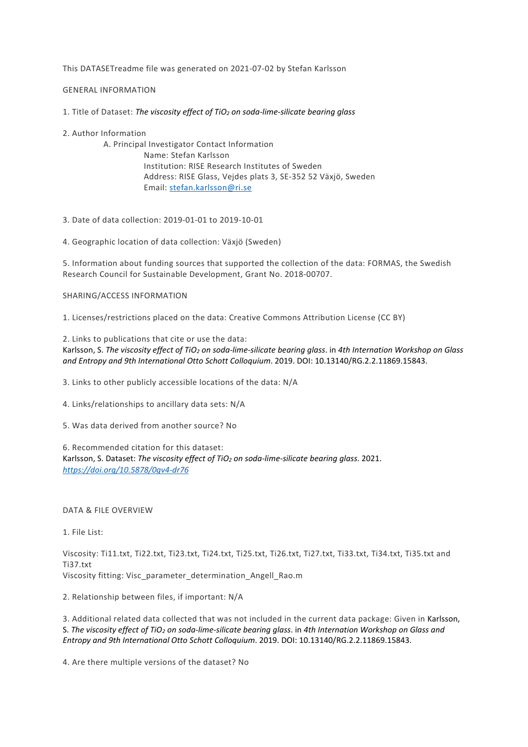This DATASETreadme file was generated on 2021-07-02 by Stefan Karlsson

## GENERAL INFORMATION

1. Title of Dataset: *The viscosity effect of $TiO_2$ on soda-lime-silicate bearing glass*

2. Author Information
   A. Principal Investigator Contact Information
      Name: Stefan Karlsson
      Institution: RISE Research Institutes of Sweden
      Address: RISE Glass, Vejdes plats 3, SE-352 52 Växjö, Sweden
      Email: stefan.karlsson@ri.se

3. Date of data collection: 2019-01-01 to 2019-10-01

4. Geographic location of data collection: Växjö (Sweden)

5. Information about funding sources that supported the collection of the data: FORMAS, the Swedish Research Council for Sustainable Development, Grant No. 2018-00707.

## SHARING/ACCESS INFORMATION

1. Licenses/restrictions placed on the data: Creative Commons Attribution License (CC BY)

2. Links to publications that cite or use the data:
Karlsson, S. *The viscosity effect of $TiO_2$ on soda-lime-silicate bearing glass*. in *4th International Workshop on Glass and Entropy and 9th International Otto Schott Colloquium*. 2019. DOI: 10.13140/RG.2.2.11869.15843.

3. Links to other publicly accessible locations of the data: N/A

4. Links/relationships to ancillary data sets: N/A

5. Was data derived from another source? No

6. Recommended citation for this dataset:
Karlsson, S. Dataset: *The viscosity effect of $TiO_2$ on soda-lime-silicate bearing glass*. 2021. *https://doi.org/10.5878/0gv4-dr76*

## DATA & FILE OVERVIEW

1. File List:

Viscosity: Ti11.txt, Ti22.txt, Ti23.txt, Ti24.txt, Ti25.txt, Ti26.txt, Ti27.txt, Ti33.txt, Ti34.txt, Ti35.txt and Ti37.txt
Viscosity fitting: Visc_parameter_determination_Angell_Rao.m

2. Relationship between files, if important: N/A

3. Additional related data collected that was not included in the current data package: Given in Karlsson, S. *The viscosity effect of $TiO_2$ on soda-lime-silicate bearing glass*. in *4th Internation Workshop on Glass and Entropy and 9th International Otto Schott Colloquium*. 2019. DOI: 10.13140/RG.2.2.11869.15843.

4. Are there multiple versions of the dataset? No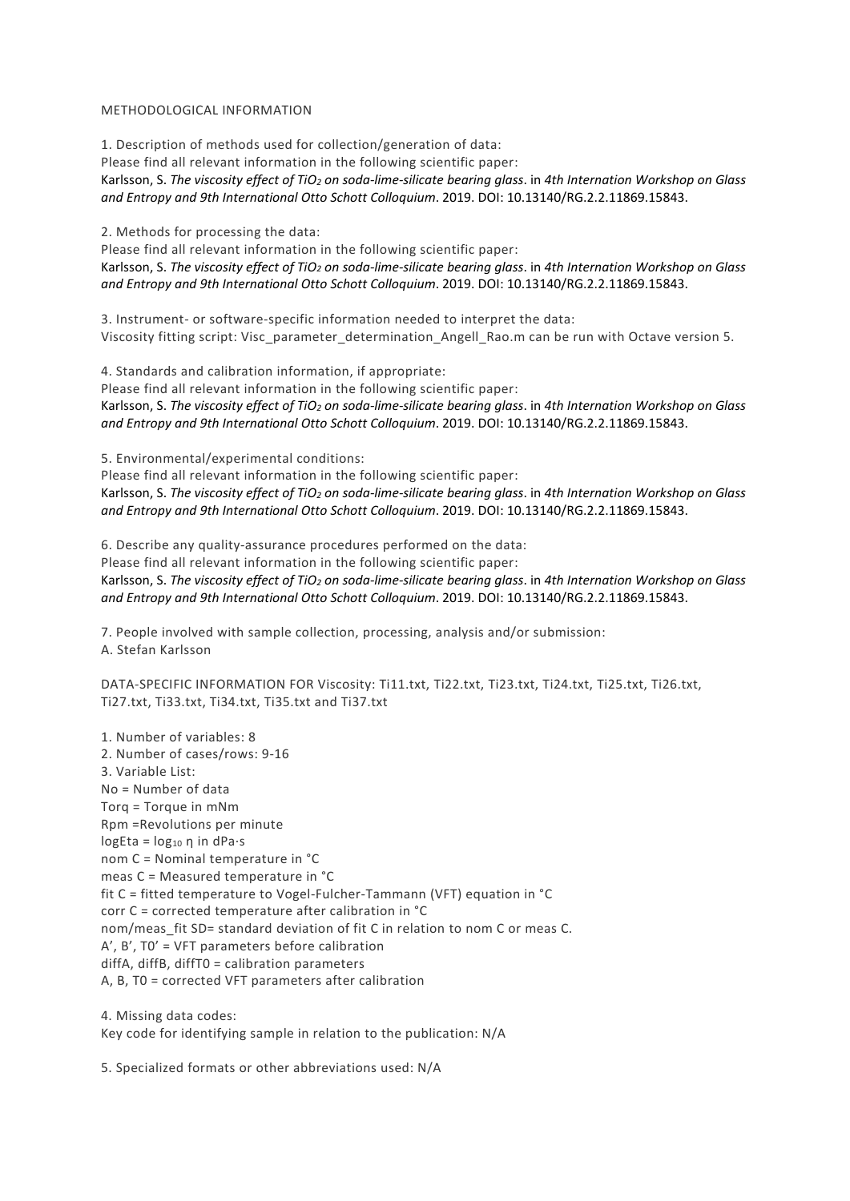METHODOLOGICAL INFORMATION

1. Description of methods used for collection/generation of data:
Please find all relevant information in the following scientific paper:
Karlsson, S. *The viscosity effect of $TiO_2$ on soda-lime-silicate bearing glass*. in *4th Internation Workshop on Glass and Entropy and 9th International Otto Schott Colloquium*. 2019. DOI: 10.13140/RG.2.2.11869.15843.

2. Methods for processing the data:
Please find all relevant information in the following scientific paper:
Karlsson, S. *The viscosity effect of $TiO_2$ on soda-lime-silicate bearing glass*. in *4th Internation Workshop on Glass and Entropy and 9th International Otto Schott Colloquium*. 2019. DOI: 10.13140/RG.2.2.11869.15843.

3. Instrument- or software-specific information needed to interpret the data:
Viscosity fitting script: Visc_parameter_determination_Angell_Rao.m can be run with Octave version 5.

4. Standards and calibration information, if appropriate:
Please find all relevant information in the following scientific paper:
Karlsson, S. *The viscosity effect of $TiO_2$ on soda-lime-silicate bearing glass*. in *4th Internation Workshop on Glass and Entropy and 9th International Otto Schott Colloquium*. 2019. DOI: 10.13140/RG.2.2.11869.15843.

5. Environmental/experimental conditions:
Please find all relevant information in the following scientific paper:
Karlsson, S. *The viscosity effect of $TiO_2$ on soda-lime-silicate bearing glass*. in *4th Internation Workshop on Glass and Entropy and 9th International Otto Schott Colloquium*. 2019. DOI: 10.13140/RG.2.2.11869.15843.

6. Describe any quality-assurance procedures performed on the data:
Please find all relevant information in the following scientific paper:
Karlsson, S. *The viscosity effect of $TiO_2$ on soda-lime-silicate bearing glass*. in *4th Internation Workshop on Glass and Entropy and 9th International Otto Schott Colloquium*. 2019. DOI: 10.13140/RG.2.2.11869.15843.

7. People involved with sample collection, processing, analysis and/or submission:
A. Stefan Karlsson

DATA-SPECIFIC INFORMATION FOR Viscosity: Ti11.txt, Ti22.txt, Ti23.txt, Ti24.txt, Ti25.txt, Ti26.txt, Ti27.txt, Ti33.txt, Ti34.txt, Ti35.txt and Ti37.txt

1. Number of variables: 8
2. Number of cases/rows: 9-16
3. Variable List:
No = Number of data
Torq = Torque in mNm
Rpm =Revolutions per minute
logEta = $\log_{10} \eta$ in dPa·s
nom C = Nominal temperature in °C
meas C = Measured temperature in °C
fit C = fitted temperature to Vogel-Fulcher-Tammann (VFT) equation in °C
corr C = corrected temperature after calibration in °C
nom/meas_fit SD= standard deviation of fit C in relation to nom C or meas C.
A', B', T0' = VFT parameters before calibration
diffA, diffB, diffT0 = calibration parameters
A, B, T0 = corrected VFT parameters after calibration

4. Missing data codes:
Key code for identifying sample in relation to the publication: N/A

5. Specialized formats or other abbreviations used: N/A